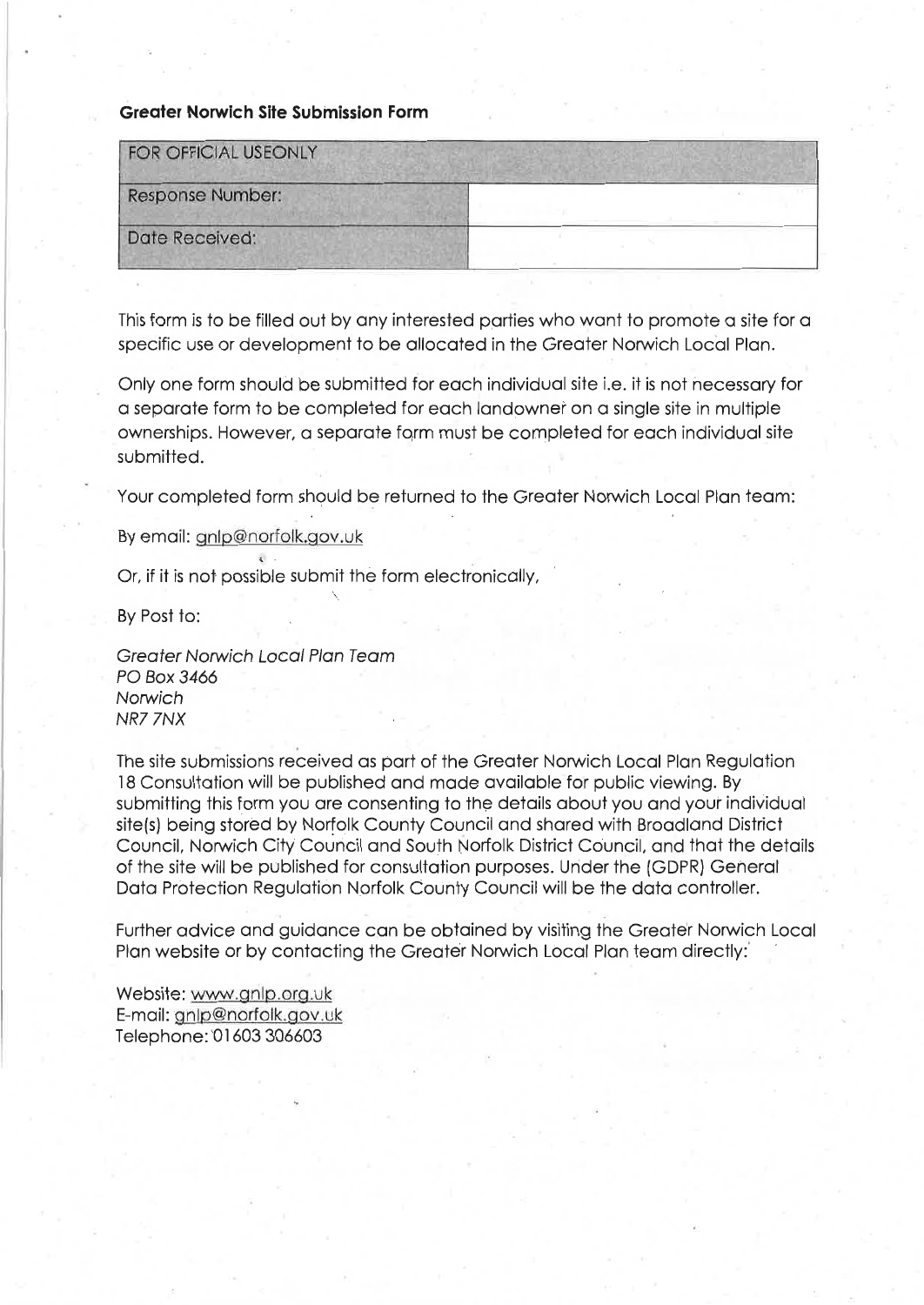**Greater Norwich Site Submission Form**

| FOR OFFICIAL USEONLY | |
|---|---|
| Response Number: | |
| Date Received: | |

This form is to be filled out by any interested parties who want to promote a site for a specific use or development to be allocated in the Greater Norwich Local Plan.

Only one form should be submitted for each individual site i.e. it is not necessary for a separate form to be completed for each landowner on a single site in multiple ownerships. However, a separate form must be completed for each individual site submitted.

Your completed form should be returned to the Greater Norwich Local Plan team:

By email: gnlp@norfolk.gov.uk

Or, if it is not possible submit the form electronically,

By Post to:

*Greater Norwich Local Plan Team*
*PO Box 3466*
*Norwich*
*NR7 7NX*

The site submissions received as part of the Greater Norwich Local Plan Regulation 18 Consultation will be published and made available for public viewing. By submitting this form you are consenting to the details about you and your individual site(s) being stored by Norfolk County Council and shared with Broadland District Council, Norwich City Council and South Norfolk District Council, and that the details of the site will be published for consultation purposes. Under the (GDPR) General Data Protection Regulation Norfolk County Council will be the data controller.

Further advice and guidance can be obtained by visiting the Greater Norwich Local Plan website or by contacting the Greater Norwich Local Plan team directly:

Website: www.gnlp.org.uk
E-mail: gnlp@norfolk.gov.uk
Telephone: 01603 306603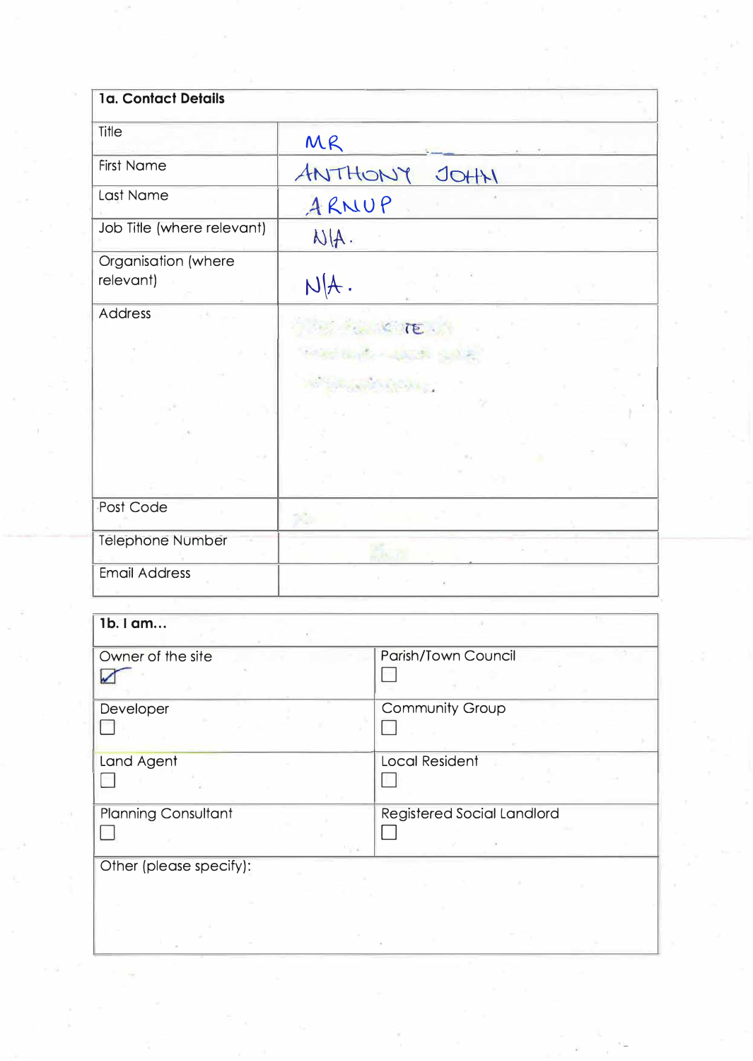| 1a. Contact Details | |
|---|---|
| Title | MR |
| First Name | ANTHONY JOHN |
| Last Name | ARNUP |
| Job Title (where relevant) | N/A. |
| Organisation (where relevant) | N/A. |
| Address | |
| Post Code | |
| Telephone Number | |
| Email Address | |

| 1b. I am... | |
|---|---|
| Owner of the site ☑ | Parish/Town Council ☐ |
| Developer ☐ | Community Group ☐ |
| Land Agent ☐ | Local Resident ☐ |
| Planning Consultant ☐ | Registered Social Landlord ☐ |
| Other (please specify): | |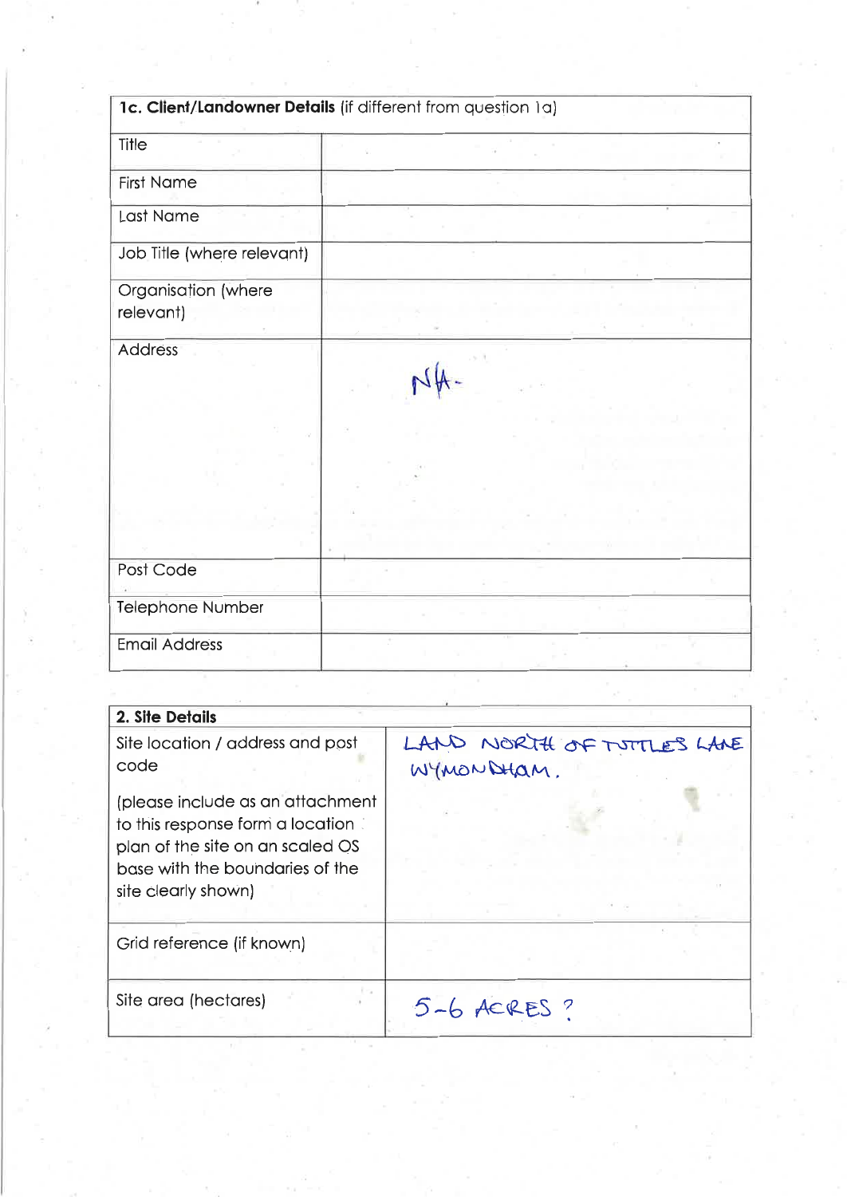| **1c. Client/Landowner Details** (if different from question 1a) | |
|---|---|
| Title | |
| First Name | |
| Last Name | |
| Job Title (where relevant) | |
| Organisation (where relevant) | |
| Address | NA- |
| Post Code | |
| Telephone Number | |
| Email Address | |

| **2. Site Details** | |
|---|---|
| Site location / address and post code<br><br>(please include as an attachment to this response form a location plan of the site on an scaled OS base with the boundaries of the site clearly shown) | LAND NORTH OF TUTTLES LANE WYMONDHAM. |
| Grid reference (if known) | |
| Site area (hectares) | 5-6 ACRES ? |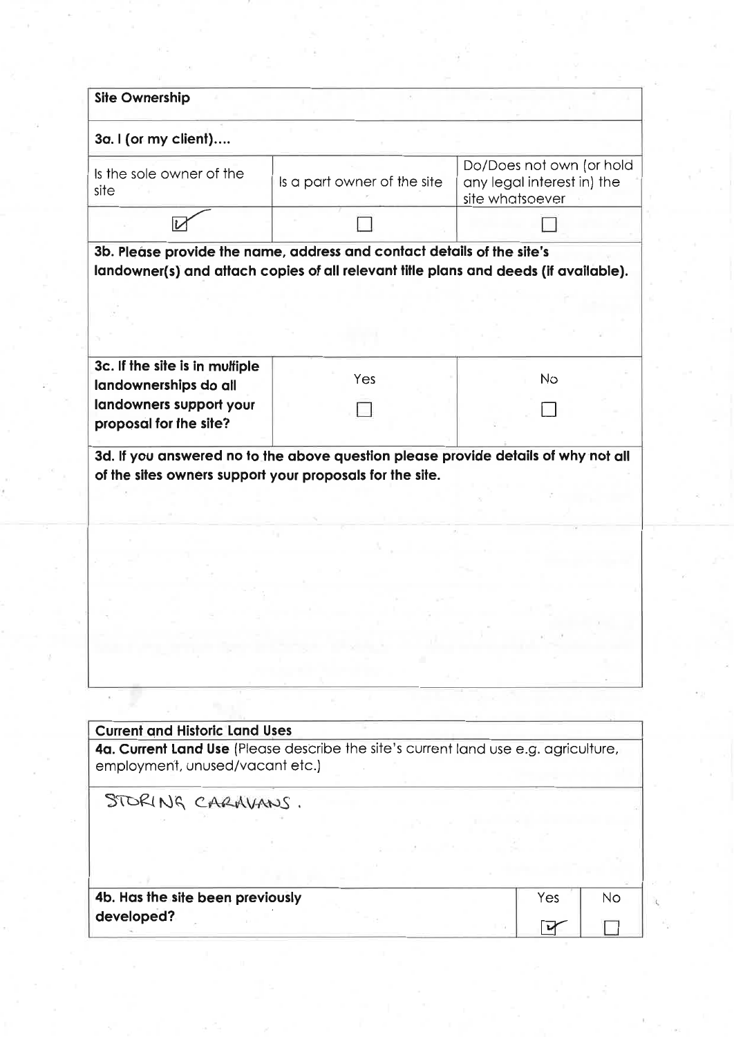## Site Ownership

**3a. I (or my client)….**

| Is the sole owner of the site | Is a part owner of the site | Do/Does not own (or hold any legal interest in) the site whatsoever |
|---|---|---|
| ☑ | ☐ | ☐ |

**3b. Please provide the name, address and contact details of the site's landowner(s) and attach copies of all relevant title plans and deeds (if available).**

| **3c. If the site is in multiple landownerships do all landowners support your proposal for the site?** | Yes | No |
|---|---|---|
| | ☐ | ☐ |

**3d. If you answered no to the above question please provide details of why not all of the sites owners support your proposals for the site.**

## Current and Historic Land Uses

**4a. Current Land Use** (Please describe the site's current land use e.g. agriculture, employment, unused/vacant etc.)

STORING CARAVANS.

| **4b. Has the site been previously developed?** | Yes | No |
|---|---|---|
| | ☑ | ☐ |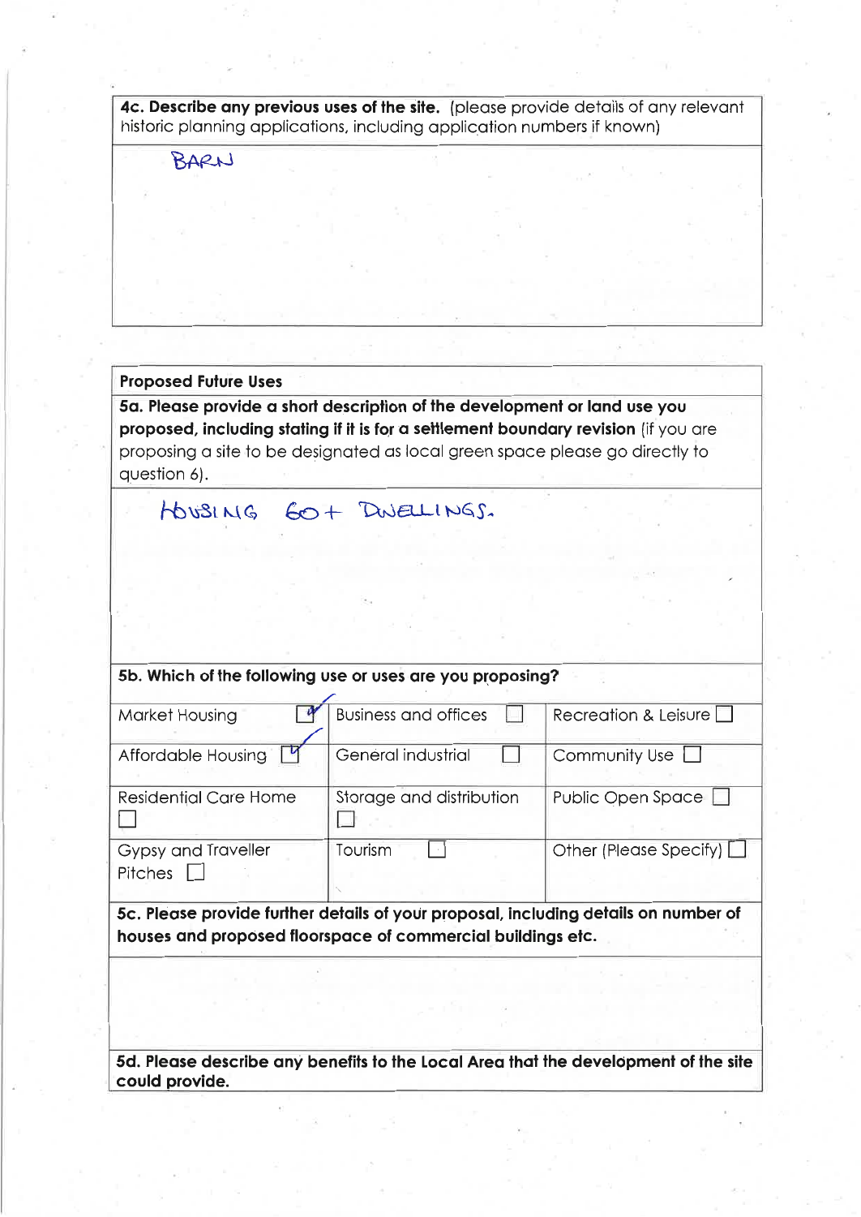**4c. Describe any previous uses of the site.** (please provide details of any relevant historic planning applications, including application numbers if known)

BARN

**Proposed Future Uses**

**5a. Please provide a short description of the development or land use you proposed, including stating if it is for a settlement boundary revision** (if you are proposing a site to be designated as local green space please go directly to question 6).

HOUSING 60+ DWELLINGS.

**5b. Which of the following use or uses are you proposing?**

| | | |
|---|---|---|
| Market Housing ☑ | Business and offices ☐ | Recreation & Leisure ☐ |
| Affordable Housing ☑ | General industrial ☐ | Community Use ☐ |
| Residential Care Home ☐ | Storage and distribution ☐ | Public Open Space ☐ |
| Gypsy and Traveller Pitches ☐ | Tourism ☐ | Other (Please Specify) ☐ |

**5c. Please provide further details of your proposal, including details on number of houses and proposed floorspace of commercial buildings etc.**

**5d. Please describe any benefits to the Local Area that the development of the site could provide.**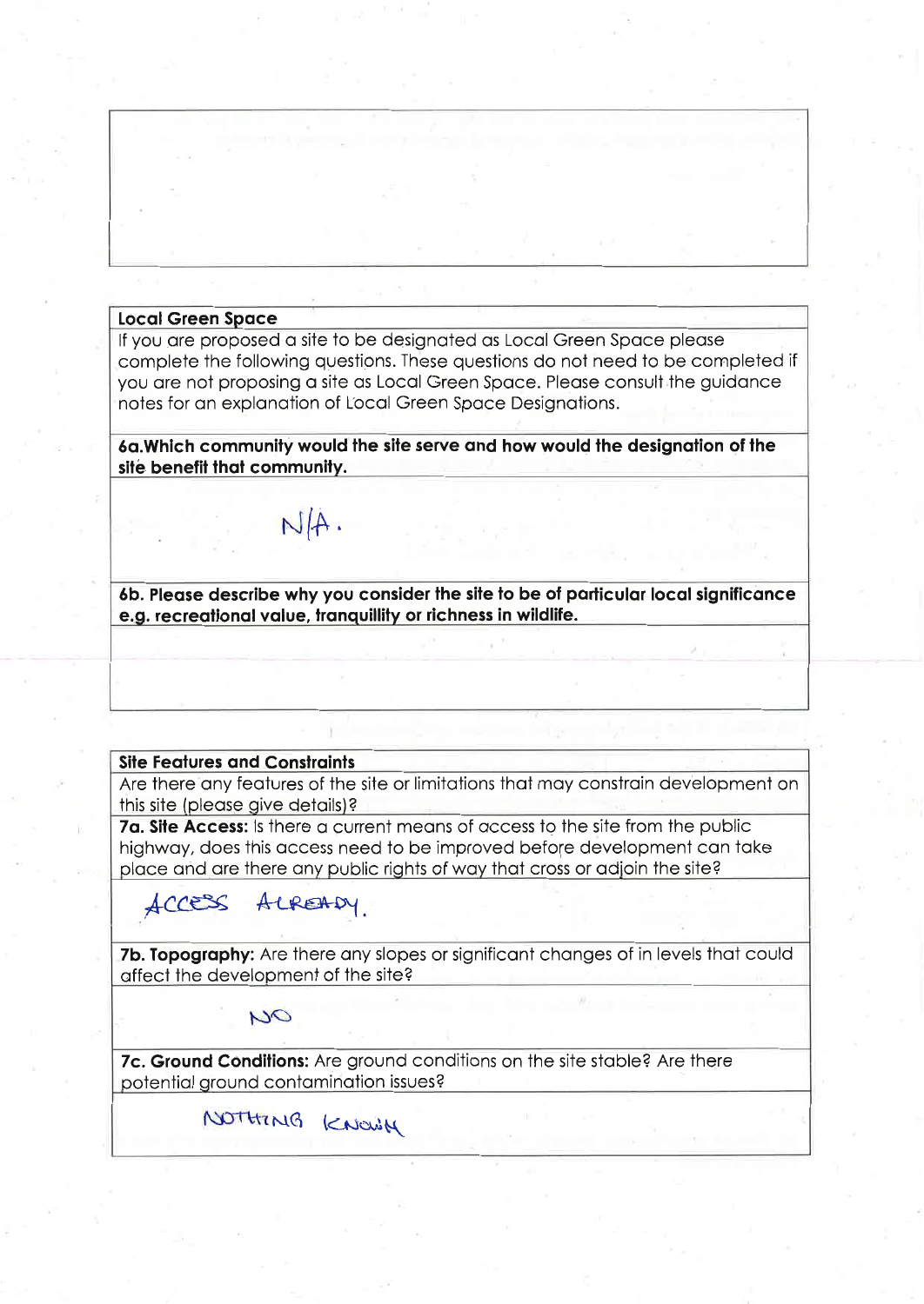## Local Green Space

If you are proposed a site to be designated as Local Green Space please complete the following questions. These questions do not need to be completed if you are not proposing a site as Local Green Space. Please consult the guidance notes for an explanation of Local Green Space Designations.

**6a.Which community would the site serve and how would the designation of the site benefit that community.**

N/A.

**6b. Please describe why you consider the site to be of particular local significance e.g. recreational value, tranquillity or richness in wildlife.**

## Site Features and Constraints

Are there any features of the site or limitations that may constrain development on this site (please give details)?

**7a. Site Access:** Is there a current means of access to the site from the public highway, does this access need to be improved before development can take place and are there any public rights of way that cross or adjoin the site?

ACCESS ALREADY.

**7b. Topography:** Are there any slopes or significant changes of in levels that could affect the development of the site?

NO

**7c. Ground Conditions:** Are ground conditions on the site stable? Are there potential ground contamination issues?

NOTHING KNOWN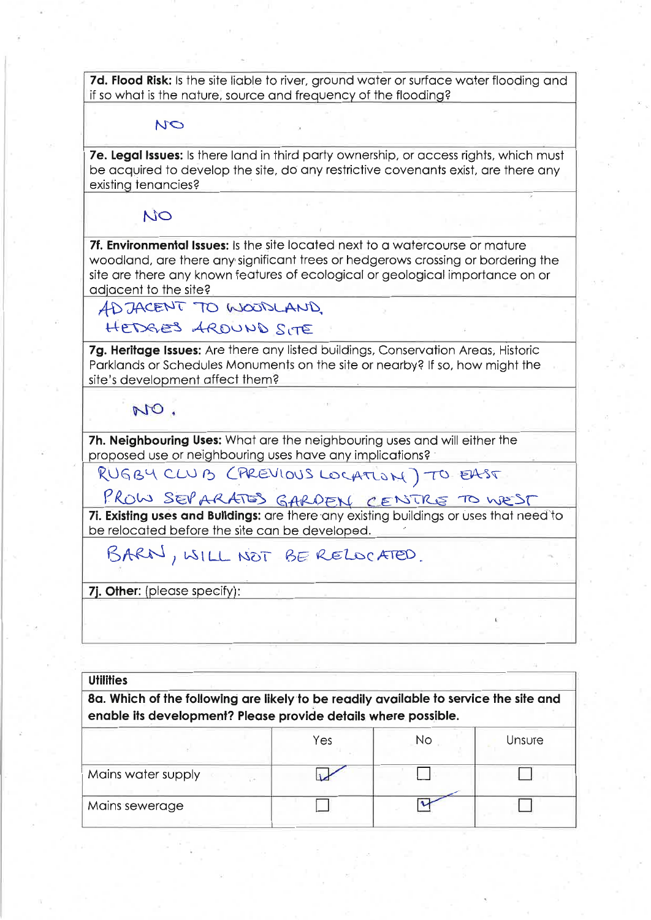**7d. Flood Risk:** Is the site liable to river, ground water or surface water flooding and if so what is the nature, source and frequency of the flooding?

NO

**7e. Legal Issues:** Is there land in third party ownership, or access rights, which must be acquired to develop the site, do any restrictive covenants exist, are there any existing tenancies?

NO

**7f. Environmental Issues:** Is the site located next to a watercourse or mature woodland, are there any significant trees or hedgerows crossing or bordering the site are there any known features of ecological or geological importance on or adjacent to the site?

ADJACENT TO WOODLAND,
HEDGES AROUND SITE

**7g. Heritage Issues:** Are there any listed buildings, Conservation Areas, Historic Parklands or Schedules Monuments on the site or nearby? If so, how might the site's development affect them?

NO.

**7h. Neighbouring Uses:** What are the neighbouring uses and will either the proposed use or neighbouring uses have any implications?

RUGBY CLUB (PREVIOUS LOCATION) TO EAST
PROW SEPARATES GARDEN CENTRE TO WEST

**7i. Existing uses and Buildings:** are there any existing buildings or uses that need to be relocated before the site can be developed.

BARN, WILL NOT BE RELOCATED.

**7j. Other:** (please specify):

**Utilities**

**8a. Which of the following are likely to be readily available to service the site and enable its development? Please provide details where possible.**

| | Yes | No | Unsure |
|---|---|---|---|
| Mains water supply | ☑ | ☐ | ☐ |
| Mains sewerage | ☐ | ☑ | ☐ |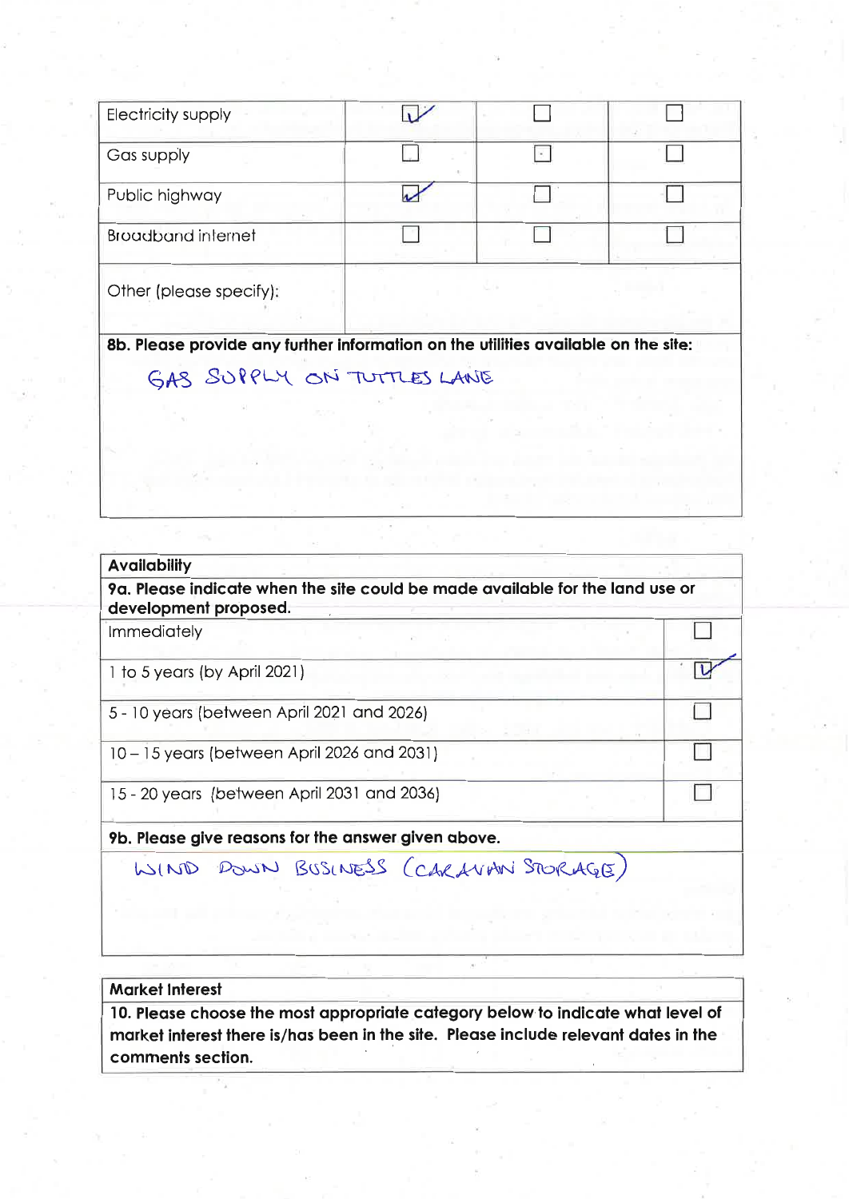| | | | |
|---|---|---|---|
| Electricity supply | ☑ | ☐ | ☐ |
| Gas supply | ☐ | ☐ | ☐ |
| Public highway | ☑ | ☐ | ☐ |
| Broadband internet | ☐ | ☐ | ☐ |
| Other (please specify): | | | |

**8b. Please provide any further information on the utilities available on the site:**

GAS SUPPLY ON TUTTLES LANE

| **Availability** | |
|---|---|
| **9a. Please indicate when the site could be made available for the land use or development proposed.** | |
| Immediately | ☐ |
| 1 to 5 years (by April 2021) | ☑ |
| 5 - 10 years (between April 2021 and 2026) | ☐ |
| 10 – 15 years (between April 2026 and 2031) | ☐ |
| 15 - 20 years (between April 2031 and 2036) | ☐ |

**9b. Please give reasons for the answer given above.**

WIND DOWN BUSINESS (CARAVAN STORAGE)

**Market Interest**

**10. Please choose the most appropriate category below to indicate what level of market interest there is/has been in the site. Please include relevant dates in the comments section.**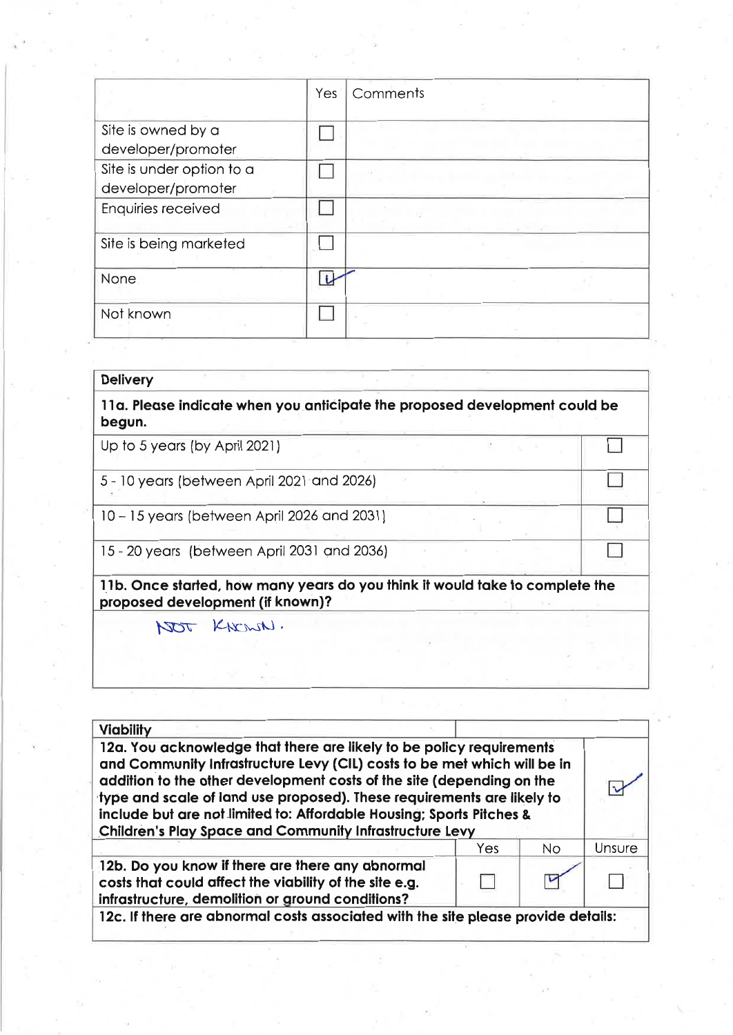| | Yes | Comments |
|---|---|---|
| Site is owned by a developer/promoter | ☐ | |
| Site is under option to a developer/promoter | ☐ | |
| Enquiries received | ☐ | |
| Site is being marketed | ☐ | |
| None | ☑ | |
| Not known | ☐ | |

| **Delivery** | |
|---|---|
| **11a. Please indicate when you anticipate the proposed development could be begun.** | |
| Up to 5 years (by April 2021) | ☐ |
| 5 - 10 years (between April 2021 and 2026) | ☐ |
| 10 – 15 years (between April 2026 and 2031) | ☐ |
| 15 - 20 years (between April 2031 and 2036) | ☐ |
| **11b. Once started, how many years do you think it would take to complete the proposed development (if known)?** | |
| NOT KNOWN. | |

| **Viability** | | | |
|---|---|---|---|
| **12a. You acknowledge that there are likely to be policy requirements and Community Infrastructure Levy (CIL) costs to be met which will be in addition to the other development costs of the site (depending on the type and scale of land use proposed). These requirements are likely to include but are not limited to: Affordable Housing; Sports Pitches & Children's Play Space and Community Infrastructure Levy** | | | ☑ |
| | Yes | No | Unsure |
| **12b. Do you know if there are there any abnormal costs that could affect the viability of the site e.g. infrastructure, demolition or ground conditions?** | ☐ | ☑ | ☐ |
| **12c. If there are abnormal costs associated with the site please provide details:** | | | |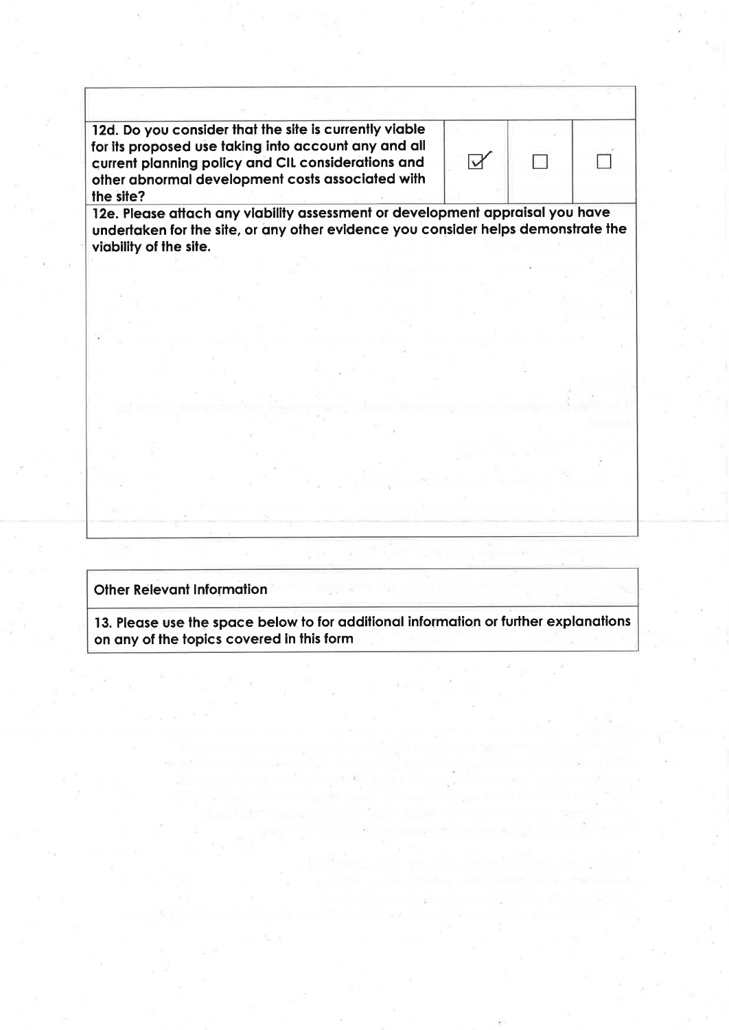| 12d. Do you consider that the site is currently viable for its proposed use taking into account any and all current planning policy and CIL considerations and other abnormal development costs associated with the site? | ☑ | ☐ | ☐ |
|---|---|---|---|

**12e. Please attach any viability assessment or development appraisal you have undertaken for the site, or any other evidence you consider helps demonstrate the viability of the site.**

## Other Relevant Information

**13. Please use the space below to for additional information or further explanations on any of the topics covered in this form**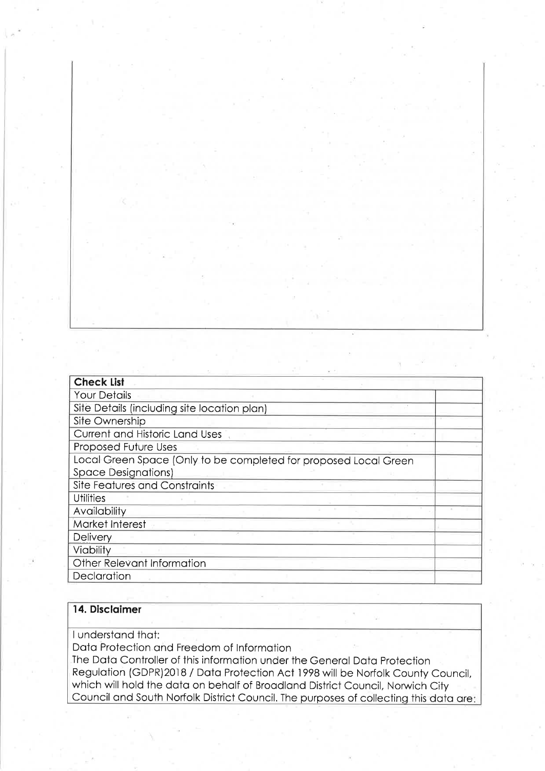| Check List | |
|---|---|
| Your Details | |
| Site Details (including site location plan) | |
| Site Ownership | |
| Current and Historic Land Uses | |
| Proposed Future Uses | |
| Local Green Space (Only to be completed for proposed Local Green Space Designations) | |
| Site Features and Constraints | |
| Utilities | |
| Availability | |
| Market Interest | |
| Delivery | |
| Viability | |
| Other Relevant Information | |
| Declaration | |

## 14. Disclaimer

I understand that:

Data Protection and Freedom of Information

The Data Controller of this information under the General Data Protection Regulation (GDPR)2018 / Data Protection Act 1998 will be Norfolk County Council, which will hold the data on behalf of Broadland District Council, Norwich City Council and South Norfolk District Council. The purposes of collecting this data are: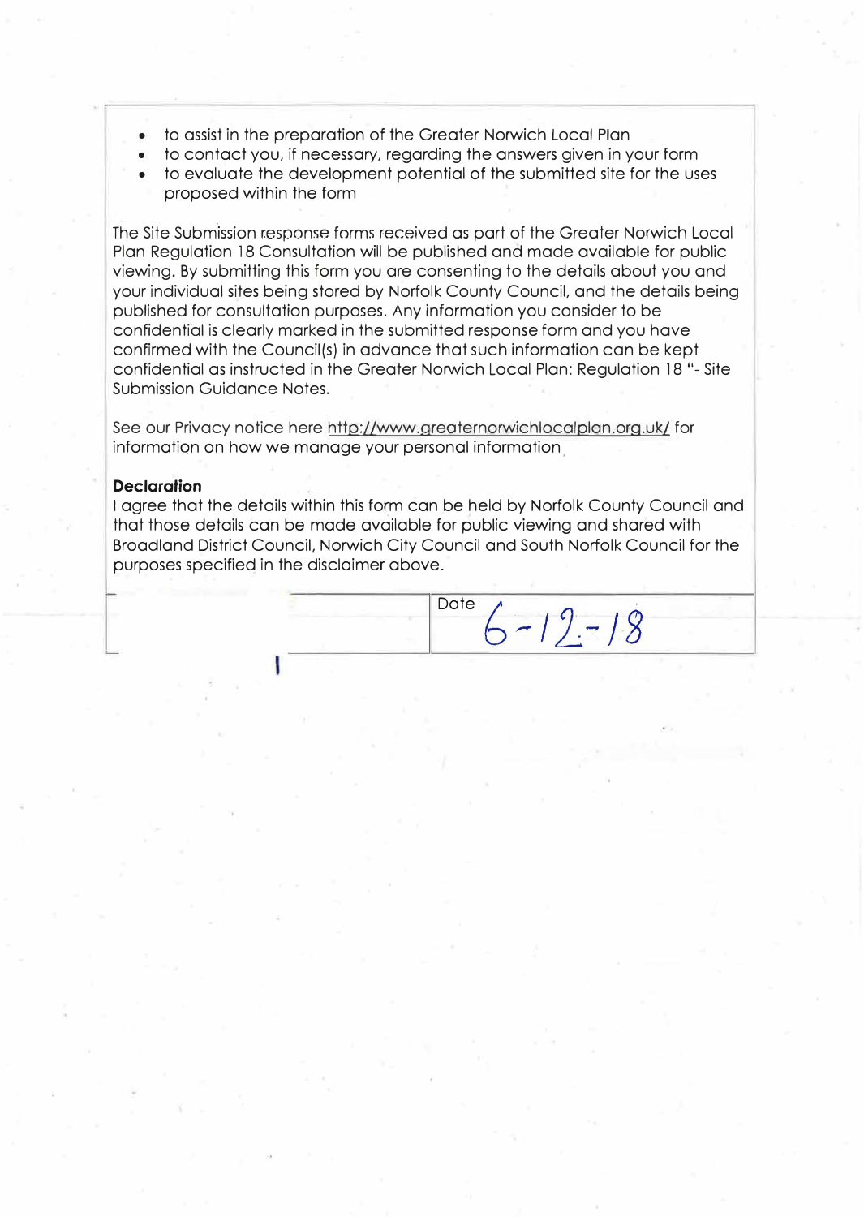- to assist in the preparation of the Greater Norwich Local Plan
- to contact you, if necessary, regarding the answers given in your form
- to evaluate the development potential of the submitted site for the uses proposed within the form

The Site Submission response forms received as part of the Greater Norwich Local Plan Regulation 18 Consultation will be published and made available for public viewing. By submitting this form you are consenting to the details about you and your individual sites being stored by Norfolk County Council, and the details being published for consultation purposes. Any information you consider to be confidential is clearly marked in the submitted response form and you have confirmed with the Council(s) in advance that such information can be kept confidential as instructed in the Greater Norwich Local Plan: Regulation 18 "- Site Submission Guidance Notes.

See our Privacy notice here http://www.greaternorwichlocalplan.org.uk/ for information on how we manage your personal information.

**Declaration**

I agree that the details within this form can be held by Norfolk County Council and that those details can be made available for public viewing and shared with Broadland District Council, Norwich City Council and South Norfolk Council for the purposes specified in the disclaimer above.

| | | Date 6-12-18 |
|---|---|---|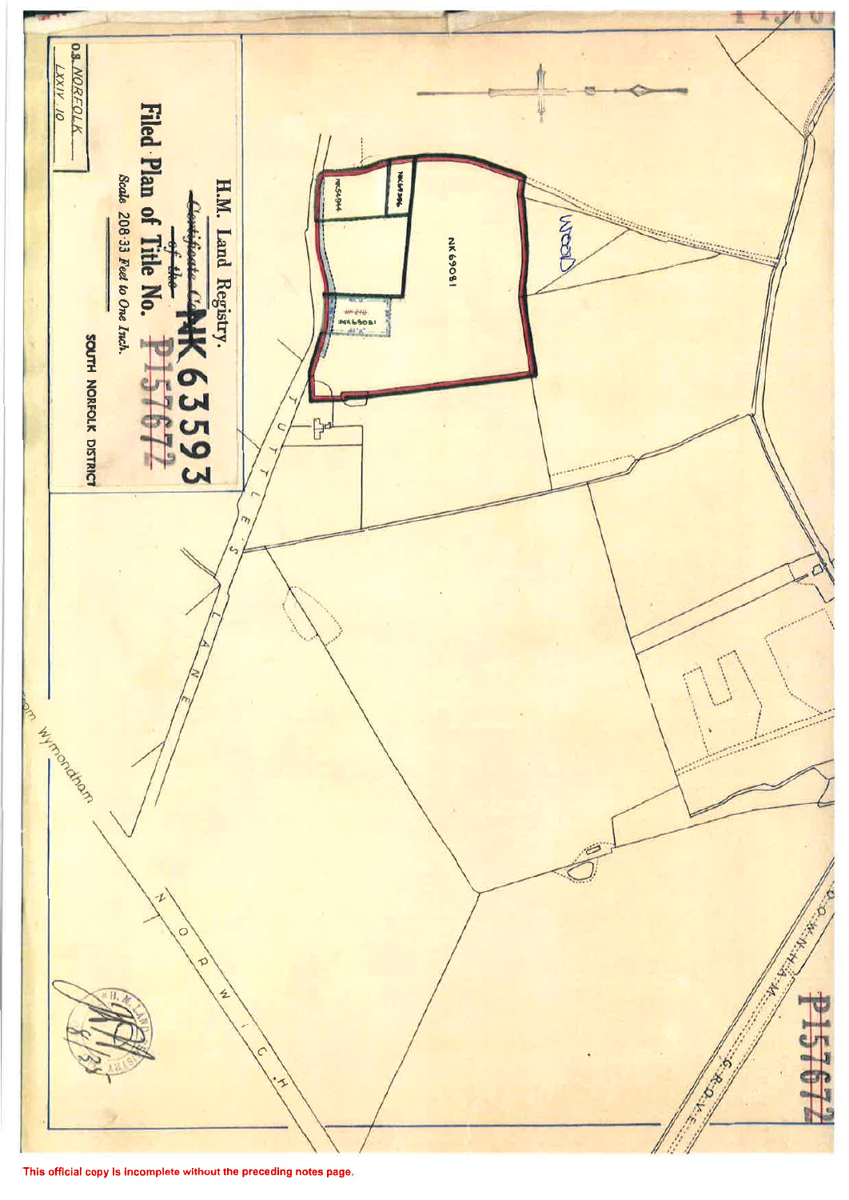O.S. NORFOLK

LXXIV. 10

H.M. Land Registry.

~~Certificate of the~~

Filed Plan of Title No. NK 63593 P157672

*Scale 208·33 Feet to One Inch.*

SOUTH NORFOLK DISTRICT

NK 69081

NK54944

NK69296

NK 278

NK69081

Wood

UTTLES LANE

NORWICH

om Wymondham

DOWNHAM GROVE

P157672

This official copy is incomplete without the preceding notes page.